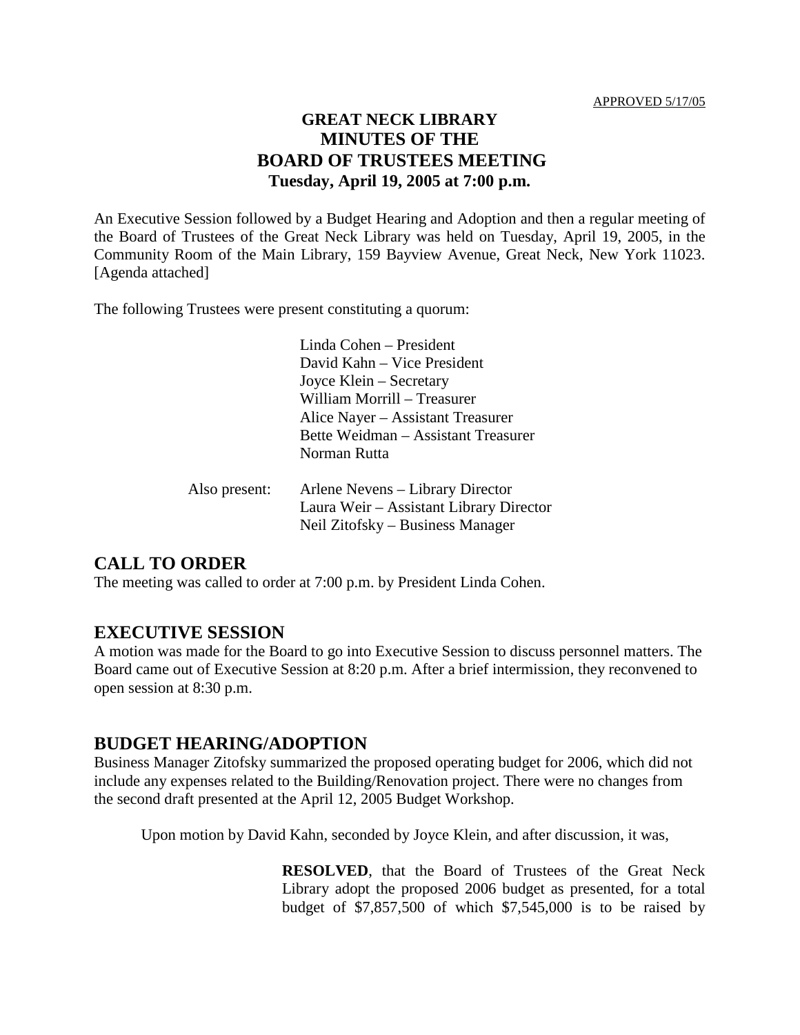APPROVED 5/17/05

# GREAT NECK LIBRARY
# MINUTES OF THE
# BOARD OF TRUSTEES MEETING
## Tuesday, April 19, 2005 at 7:00 p.m.

An Executive Session followed by a Budget Hearing and Adoption and then a regular meeting of the Board of Trustees of the Great Neck Library was held on Tuesday, April 19, 2005, in the Community Room of the Main Library, 159 Bayview Avenue, Great Neck, New York 11023. [Agenda attached]

The following Trustees were present constituting a quorum:

Linda Cohen – President
David Kahn – Vice President
Joyce Klein – Secretary
William Morrill – Treasurer
Alice Nayer – Assistant Treasurer
Bette Weidman – Assistant Treasurer
Norman Rutta

Also present:
Arlene Nevens – Library Director
Laura Weir – Assistant Library Director
Neil Zitofsky – Business Manager

## CALL TO ORDER

The meeting was called to order at 7:00 p.m. by President Linda Cohen.

## EXECUTIVE SESSION

A motion was made for the Board to go into Executive Session to discuss personnel matters. The Board came out of Executive Session at 8:20 p.m. After a brief intermission, they reconvened to open session at 8:30 p.m.

## BUDGET HEARING/ADOPTION

Business Manager Zitofsky summarized the proposed operating budget for 2006, which did not include any expenses related to the Building/Renovation project. There were no changes from the second draft presented at the April 12, 2005 Budget Workshop.

Upon motion by David Kahn, seconded by Joyce Klein, and after discussion, it was,

> **RESOLVED**, that the Board of Trustees of the Great Neck Library adopt the proposed 2006 budget as presented, for a total budget of $7,857,500 of which $7,545,000 is to be raised by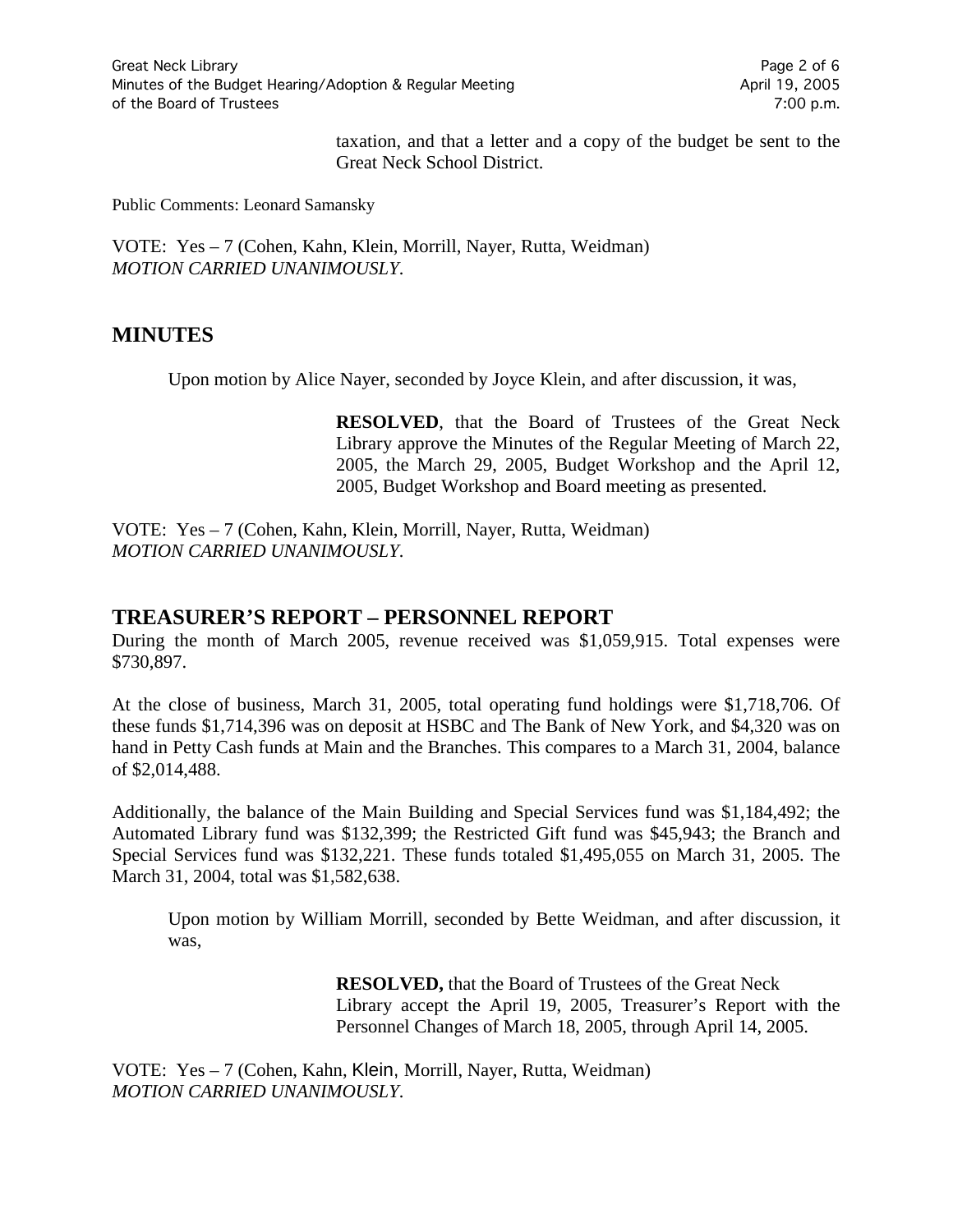taxation, and that a letter and a copy of the budget be sent to the Great Neck School District.

Public Comments: Leonard Samansky

VOTE: Yes – 7 (Cohen, Kahn, Klein, Morrill, Nayer, Rutta, Weidman)
*MOTION CARRIED UNANIMOUSLY*.

## MINUTES

Upon motion by Alice Nayer, seconded by Joyce Klein, and after discussion, it was,

> **RESOLVED**, that the Board of Trustees of the Great Neck Library approve the Minutes of the Regular Meeting of March 22, 2005, the March 29, 2005, Budget Workshop and the April 12, 2005, Budget Workshop and Board meeting as presented.

VOTE: Yes – 7 (Cohen, Kahn, Klein, Morrill, Nayer, Rutta, Weidman)
*MOTION CARRIED UNANIMOUSLY*.

## TREASURER'S REPORT – PERSONNEL REPORT

During the month of March 2005, revenue received was $1,059,915. Total expenses were $730,897.

At the close of business, March 31, 2005, total operating fund holdings were $1,718,706. Of these funds $1,714,396 was on deposit at HSBC and The Bank of New York, and $4,320 was on hand in Petty Cash funds at Main and the Branches. This compares to a March 31, 2004, balance of $2,014,488.

Additionally, the balance of the Main Building and Special Services fund was $1,184,492; the Automated Library fund was $132,399; the Restricted Gift fund was $45,943; the Branch and Special Services fund was $132,221. These funds totaled $1,495,055 on March 31, 2005. The March 31, 2004, total was $1,582,638.

Upon motion by William Morrill, seconded by Bette Weidman, and after discussion, it was,

> **RESOLVED,** that the Board of Trustees of the Great Neck Library accept the April 19, 2005, Treasurer's Report with the Personnel Changes of March 18, 2005, through April 14, 2005.

VOTE: Yes – 7 (Cohen, Kahn, Klein, Morrill, Nayer, Rutta, Weidman)
*MOTION CARRIED UNANIMOUSLY*.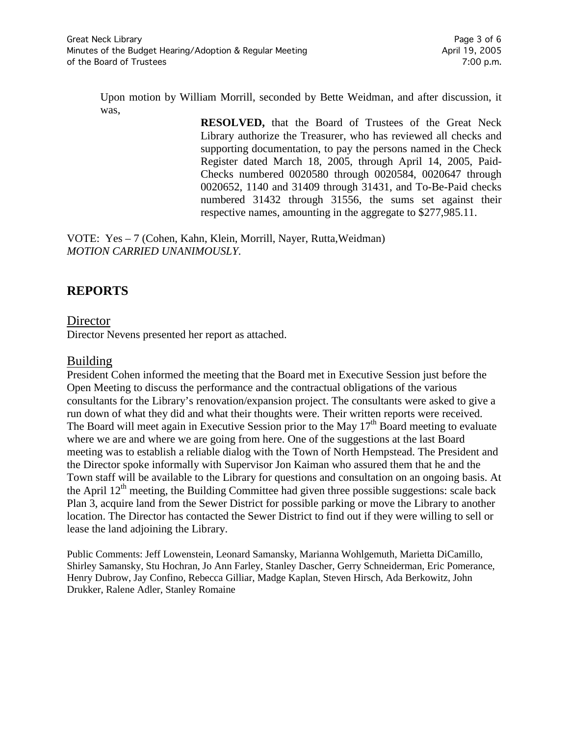Upon motion by William Morrill, seconded by Bette Weidman, and after discussion, it was,

> **RESOLVED,** that the Board of Trustees of the Great Neck Library authorize the Treasurer, who has reviewed all checks and supporting documentation, to pay the persons named in the Check Register dated March 18, 2005, through April 14, 2005, Paid-Checks numbered 0020580 through 0020584, 0020647 through 0020652, 1140 and 31409 through 31431, and To-Be-Paid checks numbered 31432 through 31556, the sums set against their respective names, amounting in the aggregate to $277,985.11.

VOTE: Yes – 7 (Cohen, Kahn, Klein, Morrill, Nayer, Rutta,Weidman)
*MOTION CARRIED UNANIMOUSLY*.

## REPORTS

### Director

Director Nevens presented her report as attached.

### Building

President Cohen informed the meeting that the Board met in Executive Session just before the Open Meeting to discuss the performance and the contractual obligations of the various consultants for the Library's renovation/expansion project. The consultants were asked to give a run down of what they did and what their thoughts were. Their written reports were received. The Board will meet again in Executive Session prior to the May 17th Board meeting to evaluate where we are and where we are going from here. One of the suggestions at the last Board meeting was to establish a reliable dialog with the Town of North Hempstead. The President and the Director spoke informally with Supervisor Jon Kaiman who assured them that he and the Town staff will be available to the Library for questions and consultation on an ongoing basis. At the April 12th meeting, the Building Committee had given three possible suggestions: scale back Plan 3, acquire land from the Sewer District for possible parking or move the Library to another location. The Director has contacted the Sewer District to find out if they were willing to sell or lease the land adjoining the Library.

Public Comments: Jeff Lowenstein, Leonard Samansky, Marianna Wohlgemuth, Marietta DiCamillo, Shirley Samansky, Stu Hochran, Jo Ann Farley, Stanley Dascher, Gerry Schneiderman, Eric Pomerance, Henry Dubrow, Jay Confino, Rebecca Gilliar, Madge Kaplan, Steven Hirsch, Ada Berkowitz, John Drukker, Ralene Adler, Stanley Romaine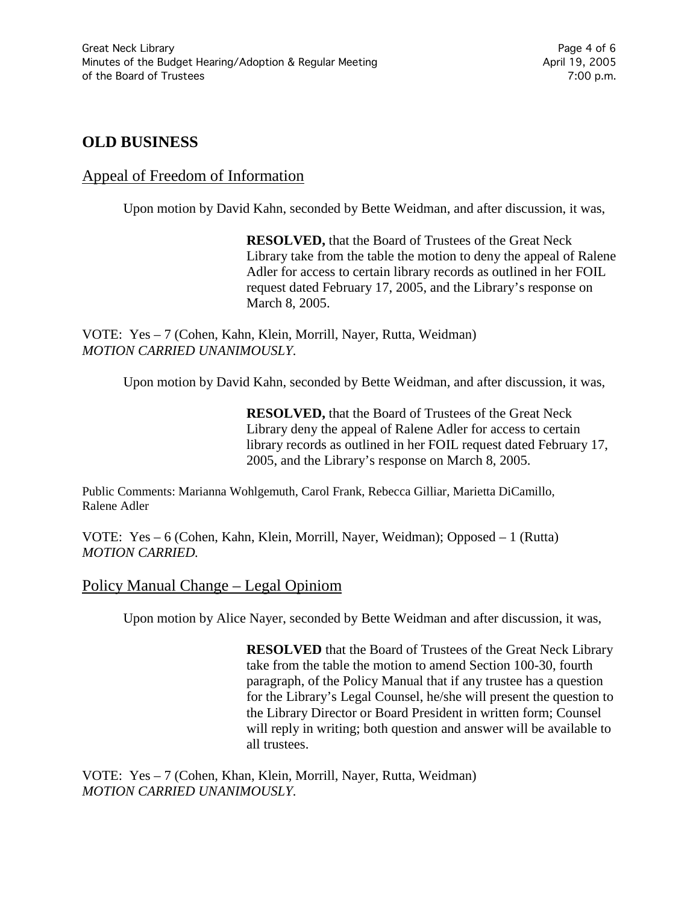## OLD BUSINESS

### Appeal of Freedom of Information

Upon motion by David Kahn, seconded by Bette Weidman, and after discussion, it was,

> **RESOLVED,** that the Board of Trustees of the Great Neck Library take from the table the motion to deny the appeal of Ralene Adler for access to certain library records as outlined in her FOIL request dated February 17, 2005, and the Library's response on March 8, 2005.

VOTE: Yes – 7 (Cohen, Kahn, Klein, Morrill, Nayer, Rutta, Weidman)
*MOTION CARRIED UNANIMOUSLY*.

Upon motion by David Kahn, seconded by Bette Weidman, and after discussion, it was,

> **RESOLVED,** that the Board of Trustees of the Great Neck Library deny the appeal of Ralene Adler for access to certain library records as outlined in her FOIL request dated February 17, 2005, and the Library's response on March 8, 2005.

Public Comments: Marianna Wohlgemuth, Carol Frank, Rebecca Gilliar, Marietta DiCamillo, Ralene Adler

VOTE: Yes – 6 (Cohen, Kahn, Klein, Morrill, Nayer, Weidman); Opposed – 1 (Rutta)
*MOTION CARRIED.*

### Policy Manual Change – Legal Opiniom

Upon motion by Alice Nayer, seconded by Bette Weidman and after discussion, it was,

> **RESOLVED** that the Board of Trustees of the Great Neck Library take from the table the motion to amend Section 100-30, fourth paragraph, of the Policy Manual that if any trustee has a question for the Library's Legal Counsel, he/she will present the question to the Library Director or Board President in written form; Counsel will reply in writing; both question and answer will be available to all trustees.

VOTE: Yes – 7 (Cohen, Khan, Klein, Morrill, Nayer, Rutta, Weidman)
*MOTION CARRIED UNANIMOUSLY*.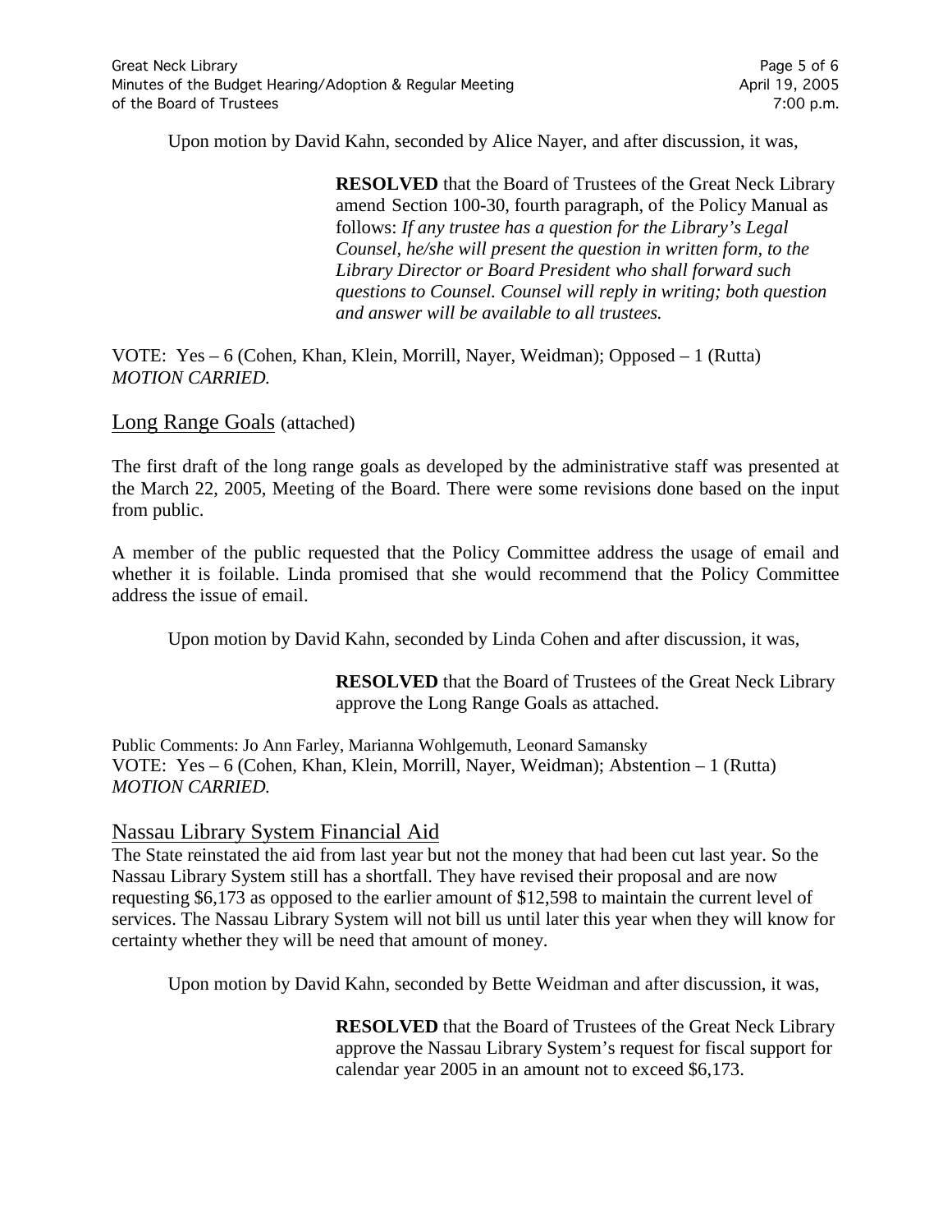Upon motion by David Kahn, seconded by Alice Nayer, and after discussion, it was,

> **RESOLVED** that the Board of Trustees of the Great Neck Library amend Section 100-30, fourth paragraph, of the Policy Manual as follows: *If any trustee has a question for the Library's Legal Counsel, he/she will present the question in written form, to the Library Director or Board President who shall forward such questions to Counsel. Counsel will reply in writing; both question and answer will be available to all trustees.*

VOTE: Yes – 6 (Cohen, Khan, Klein, Morrill, Nayer, Weidman); Opposed – 1 (Rutta)
*MOTION CARRIED.*

## Long Range Goals (attached)

The first draft of the long range goals as developed by the administrative staff was presented at the March 22, 2005, Meeting of the Board. There were some revisions done based on the input from public.

A member of the public requested that the Policy Committee address the usage of email and whether it is foilable. Linda promised that she would recommend that the Policy Committee address the issue of email.

Upon motion by David Kahn, seconded by Linda Cohen and after discussion, it was,

> **RESOLVED** that the Board of Trustees of the Great Neck Library approve the Long Range Goals as attached.

Public Comments: Jo Ann Farley, Marianna Wohlgemuth, Leonard Samansky
VOTE: Yes – 6 (Cohen, Khan, Klein, Morrill, Nayer, Weidman); Abstention – 1 (Rutta)
*MOTION CARRIED.*

## Nassau Library System Financial Aid

The State reinstated the aid from last year but not the money that had been cut last year. So the Nassau Library System still has a shortfall. They have revised their proposal and are now requesting $6,173 as opposed to the earlier amount of $12,598 to maintain the current level of services. The Nassau Library System will not bill us until later this year when they will know for certainty whether they will be need that amount of money.

Upon motion by David Kahn, seconded by Bette Weidman and after discussion, it was,

> **RESOLVED** that the Board of Trustees of the Great Neck Library approve the Nassau Library System's request for fiscal support for calendar year 2005 in an amount not to exceed $6,173.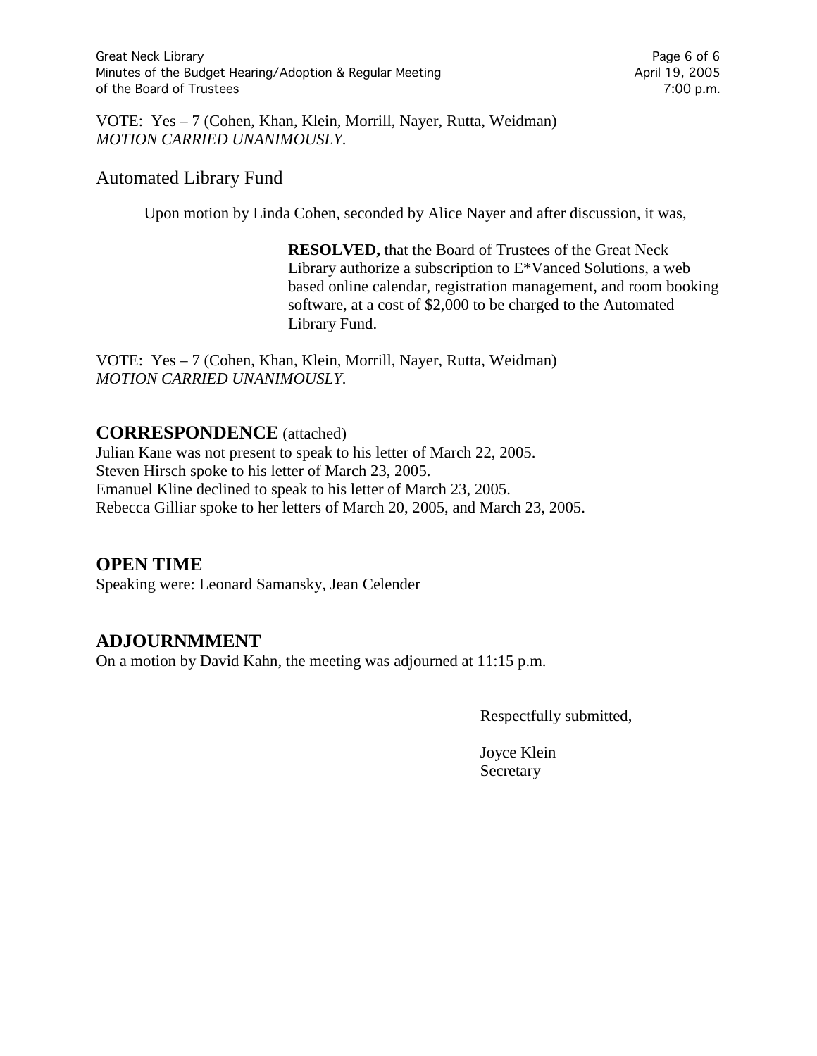VOTE: Yes – 7 (Cohen, Khan, Klein, Morrill, Nayer, Rutta, Weidman)
*MOTION CARRIED UNANIMOUSLY.*

### Automated Library Fund

Upon motion by Linda Cohen, seconded by Alice Nayer and after discussion, it was,

> **RESOLVED,** that the Board of Trustees of the Great Neck Library authorize a subscription to E*Vanced Solutions, a web based online calendar, registration management, and room booking software, at a cost of $2,000 to be charged to the Automated Library Fund.

VOTE: Yes – 7 (Cohen, Khan, Klein, Morrill, Nayer, Rutta, Weidman)
*MOTION CARRIED UNANIMOUSLY.*

## CORRESPONDENCE (attached)

Julian Kane was not present to speak to his letter of March 22, 2005.
Steven Hirsch spoke to his letter of March 23, 2005.
Emanuel Kline declined to speak to his letter of March 23, 2005.
Rebecca Gilliar spoke to her letters of March 20, 2005, and March 23, 2005.

## OPEN TIME

Speaking were: Leonard Samansky, Jean Celender

## ADJOURNMMENT

On a motion by David Kahn, the meeting was adjourned at 11:15 p.m.

Respectfully submitted,

Joyce Klein
Secretary